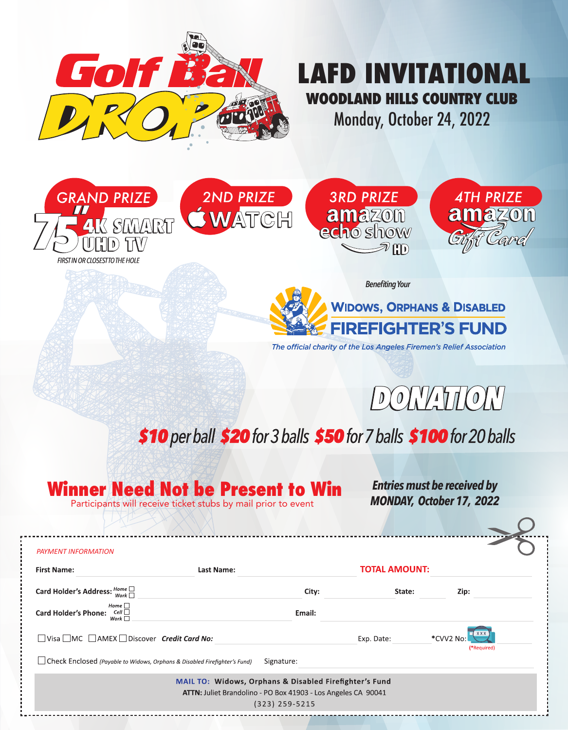# Golf Ball DROP

# LAFD INVITATIONAL

## WOODLAND HILLS COUNTRY CLUB

Monday, October 24, 2022

**GRAND PRIZE**
75" 4K SMART UHD TV
*FIRST IN OR CLOSEST TO THE HOLE*

**2ND PRIZE**
WATCH

**3RD PRIZE**
amazon echo show HD

**4TH PRIZE**
amazon Gift Card

*Benefiting Your*

**WIDOWS, ORPHANS & DISABLED FIREFIGHTER'S FUND**

*The official charity of the Los Angeles Firemen's Relief Association*

## DONATION

***$10** per ball **$20** for 3 balls **$50** for 7 balls **$100** for 20 balls*

## Winner Need Not be Present to Win

Participants will receive ticket stubs by mail prior to event

***Entries must be received by MONDAY, October 17, 2022***

---

*PAYMENT INFORMATION*

**First Name:** ______________ **Last Name:** ______________ **TOTAL AMOUNT:** ______________

**Card Holder's Address:** Home ☐ Work ☐ ______________ City: ______________ State: ______ Zip: ______

**Card Holder's Phone:** Home ☐ Cell ☐ Work ☐ ______________ Email: ______________

☐ Visa ☐ MC ☐ AMEX ☐ Discover ***Credit Card No:*** ______________ Exp. Date: ______ *CVV2 No: ______ (*Required)

☐ Check Enclosed *(Payable to Widows, Orphans & Disabled Firefighter's Fund)* Signature: ______________

**MAIL TO: Widows, Orphans & Disabled Firefighter's Fund**
**ATTN:** Juliet Brandolino - PO Box 41903 - Los Angeles CA 90041
(323) 259-5215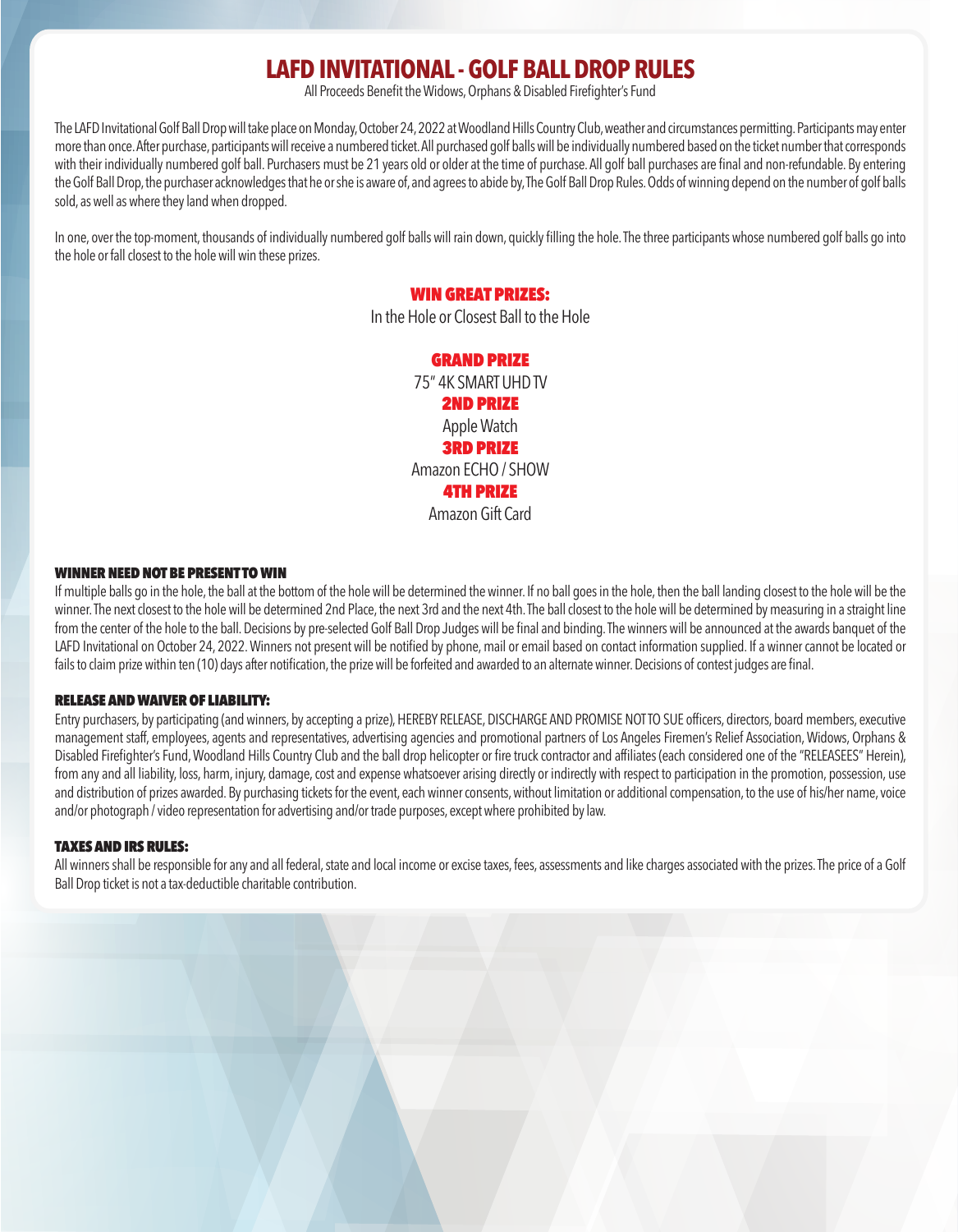# LAFD INVITATIONAL - GOLF BALL DROP RULES

All Proceeds Benefit the Widows, Orphans & Disabled Firefighter's Fund

The LAFD Invitational Golf Ball Drop will take place on Monday, October 24, 2022 at Woodland Hills Country Club, weather and circumstances permitting. Participants may enter more than once. After purchase, participants will receive a numbered ticket. All purchased golf balls will be individually numbered based on the ticket number that corresponds with their individually numbered golf ball. Purchasers must be 21 years old or older at the time of purchase. All golf ball purchases are final and non-refundable. By entering the Golf Ball Drop, the purchaser acknowledges that he or she is aware of, and agrees to abide by, The Golf Ball Drop Rules. Odds of winning depend on the number of golf balls sold, as well as where they land when dropped.

In one, over the top-moment, thousands of individually numbered golf balls will rain down, quickly filling the hole. The three participants whose numbered golf balls go into the hole or fall closest to the hole will win these prizes.

## WIN GREAT PRIZES:

In the Hole or Closest Ball to the Hole

**GRAND PRIZE**
75" 4K SMART UHD TV

**2ND PRIZE**
Apple Watch

**3RD PRIZE**
Amazon ECHO / SHOW

**4TH PRIZE**
Amazon Gift Card

### WINNER NEED NOT BE PRESENT TO WIN

If multiple balls go in the hole, the ball at the bottom of the hole will be determined the winner. If no ball goes in the hole, then the ball landing closest to the hole will be the winner. The next closest to the hole will be determined 2nd Place, the next 3rd and the next 4th. The ball closest to the hole will be determined by measuring in a straight line from the center of the hole to the ball. Decisions by pre-selected Golf Ball Drop Judges will be final and binding. The winners will be announced at the awards banquet of the LAFD Invitational on October 24, 2022. Winners not present will be notified by phone, mail or email based on contact information supplied. If a winner cannot be located or fails to claim prize within ten (10) days after notification, the prize will be forfeited and awarded to an alternate winner. Decisions of contest judges are final.

### RELEASE AND WAIVER OF LIABILITY:

Entry purchasers, by participating (and winners, by accepting a prize), HEREBY RELEASE, DISCHARGE AND PROMISE NOT TO SUE officers, directors, board members, executive management staff, employees, agents and representatives, advertising agencies and promotional partners of Los Angeles Firemen's Relief Association, Widows, Orphans & Disabled Firefighter's Fund, Woodland Hills Country Club and the ball drop helicopter or fire truck contractor and affiliates (each considered one of the "RELEASEES" Herein), from any and all liability, loss, harm, injury, damage, cost and expense whatsoever arising directly or indirectly with respect to participation in the promotion, possession, use and distribution of prizes awarded. By purchasing tickets for the event, each winner consents, without limitation or additional compensation, to the use of his/her name, voice and/or photograph / video representation for advertising and/or trade purposes, except where prohibited by law.

### TAXES AND IRS RULES:

All winners shall be responsible for any and all federal, state and local income or excise taxes, fees, assessments and like charges associated with the prizes. The price of a Golf Ball Drop ticket is not a tax-deductible charitable contribution.